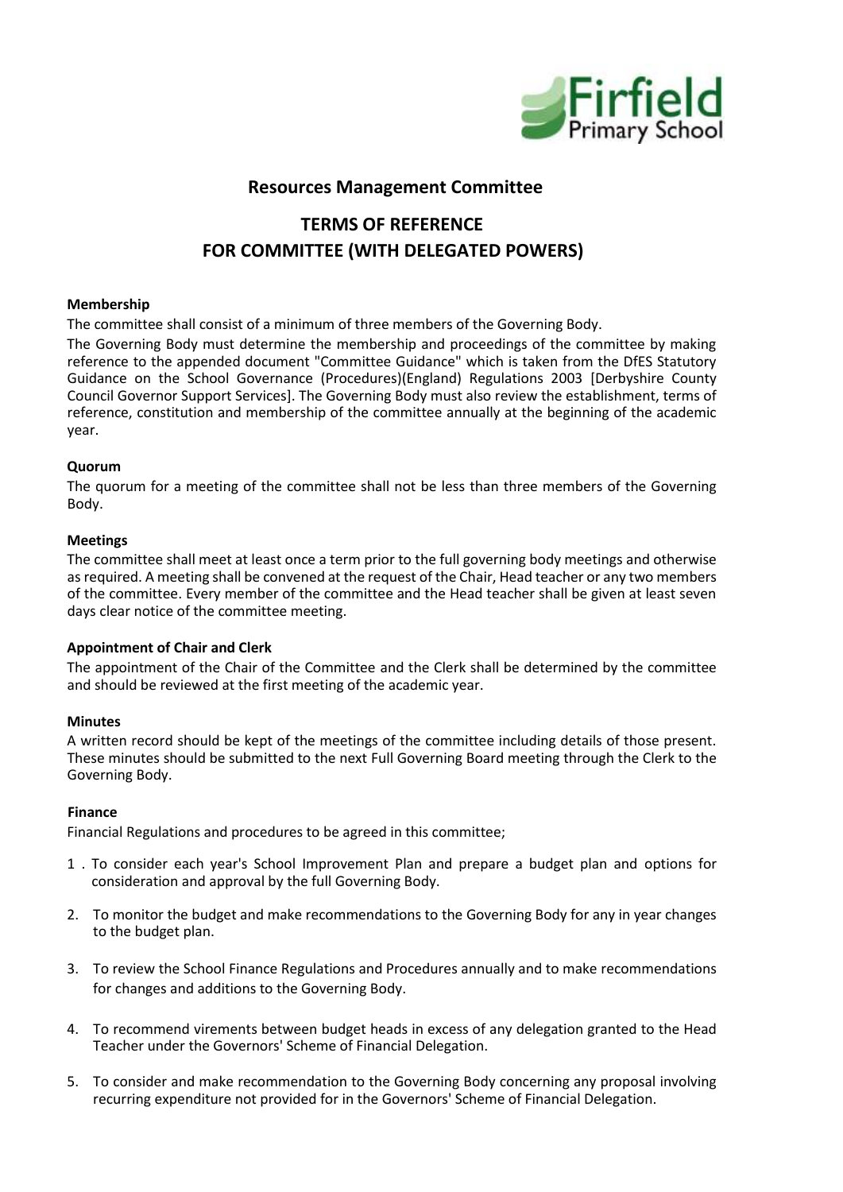# Resources Management Committee

## TERMS OF REFERENCE
## FOR COMMITTEE (WITH DELEGATED POWERS)

**Membership**

The committee shall consist of a minimum of three members of the Governing Body.

The Governing Body must determine the membership and proceedings of the committee by making reference to the appended document "Committee Guidance" which is taken from the DfES Statutory Guidance on the School Governance (Procedures)(England) Regulations 2003 [Derbyshire County Council Governor Support Services]. The Governing Body must also review the establishment, terms of reference, constitution and membership of the committee annually at the beginning of the academic year.

**Quorum**

The quorum for a meeting of the committee shall not be less than three members of the Governing Body.

**Meetings**

The committee shall meet at least once a term prior to the full governing body meetings and otherwise as required. A meeting shall be convened at the request of the Chair, Head teacher or any two members of the committee. Every member of the committee and the Head teacher shall be given at least seven days clear notice of the committee meeting.

**Appointment of Chair and Clerk**

The appointment of the Chair of the Committee and the Clerk shall be determined by the committee and should be reviewed at the first meeting of the academic year.

**Minutes**

A written record should be kept of the meetings of the committee including details of those present. These minutes should be submitted to the next Full Governing Board meeting through the Clerk to the Governing Body.

**Finance**

Financial Regulations and procedures to be agreed in this committee;

1. To consider each year's School Improvement Plan and prepare a budget plan and options for consideration and approval by the full Governing Body.
2. To monitor the budget and make recommendations to the Governing Body for any in year changes to the budget plan.
3. To review the School Finance Regulations and Procedures annually and to make recommendations for changes and additions to the Governing Body.
4. To recommend virements between budget heads in excess of any delegation granted to the Head Teacher under the Governors' Scheme of Financial Delegation.
5. To consider and make recommendation to the Governing Body concerning any proposal involving recurring expenditure not provided for in the Governors' Scheme of Financial Delegation.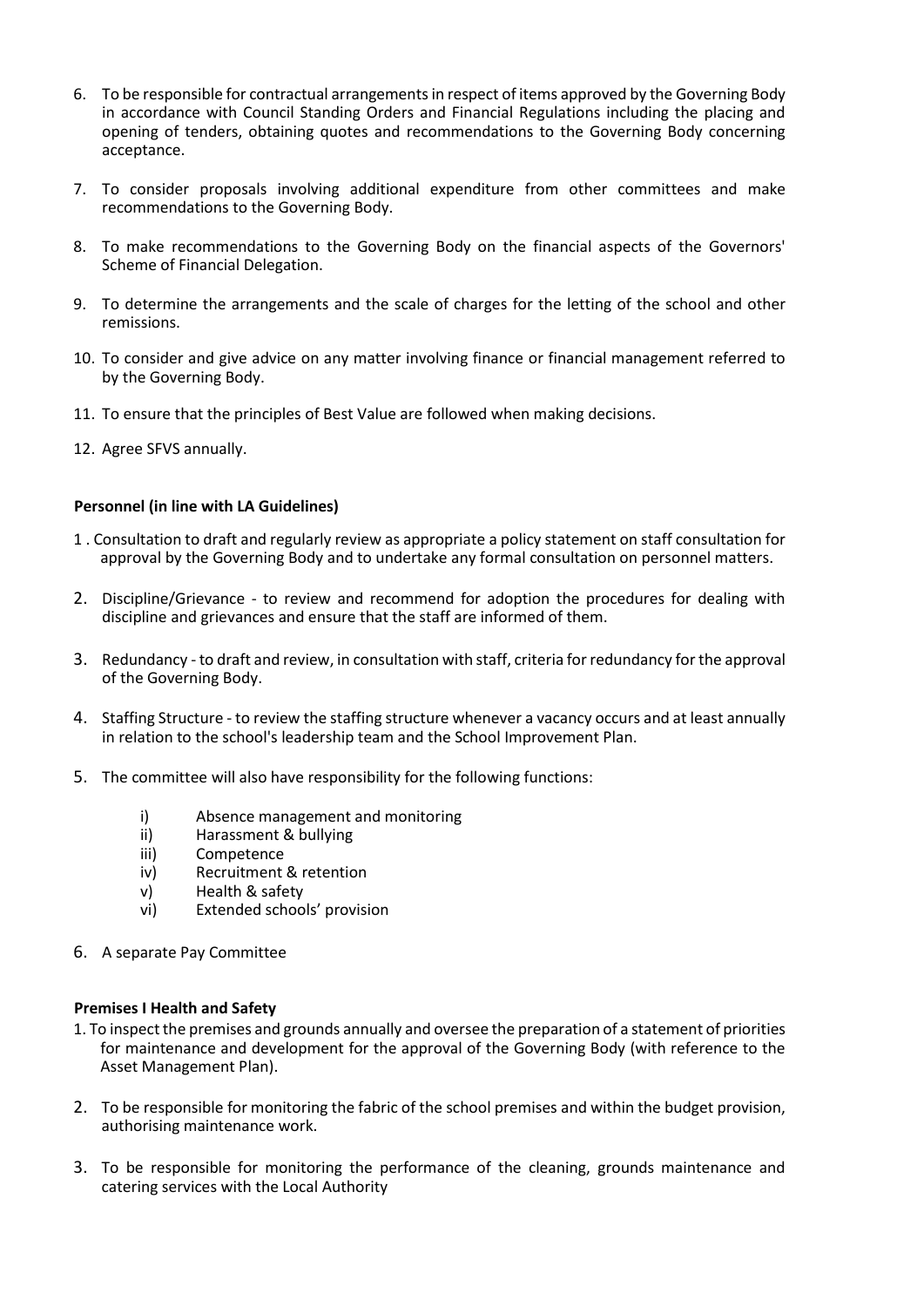6. To be responsible for contractual arrangements in respect of items approved by the Governing Body in accordance with Council Standing Orders and Financial Regulations including the placing and opening of tenders, obtaining quotes and recommendations to the Governing Body concerning acceptance.

7. To consider proposals involving additional expenditure from other committees and make recommendations to the Governing Body.

8. To make recommendations to the Governing Body on the financial aspects of the Governors' Scheme of Financial Delegation.

9. To determine the arrangements and the scale of charges for the letting of the school and other remissions.

10. To consider and give advice on any matter involving finance or financial management referred to by the Governing Body.

11. To ensure that the principles of Best Value are followed when making decisions.

12. Agree SFVS annually.

**Personnel (in line with LA Guidelines)**

1. Consultation to draft and regularly review as appropriate a policy statement on staff consultation for approval by the Governing Body and to undertake any formal consultation on personnel matters.

2. Discipline/Grievance - to review and recommend for adoption the procedures for dealing with discipline and grievances and ensure that the staff are informed of them.

3. Redundancy - to draft and review, in consultation with staff, criteria for redundancy for the approval of the Governing Body.

4. Staffing Structure - to review the staffing structure whenever a vacancy occurs and at least annually in relation to the school's leadership team and the School Improvement Plan.

5. The committee will also have responsibility for the following functions:

   i) Absence management and monitoring
   ii) Harassment & bullying
   iii) Competence
   iv) Recruitment & retention
   v) Health & safety
   vi) Extended schools' provision

6. A separate Pay Committee

**Premises I Health and Safety**

1. To inspect the premises and grounds annually and oversee the preparation of a statement of priorities for maintenance and development for the approval of the Governing Body (with reference to the Asset Management Plan).

2. To be responsible for monitoring the fabric of the school premises and within the budget provision, authorising maintenance work.

3. To be responsible for monitoring the performance of the cleaning, grounds maintenance and catering services with the Local Authority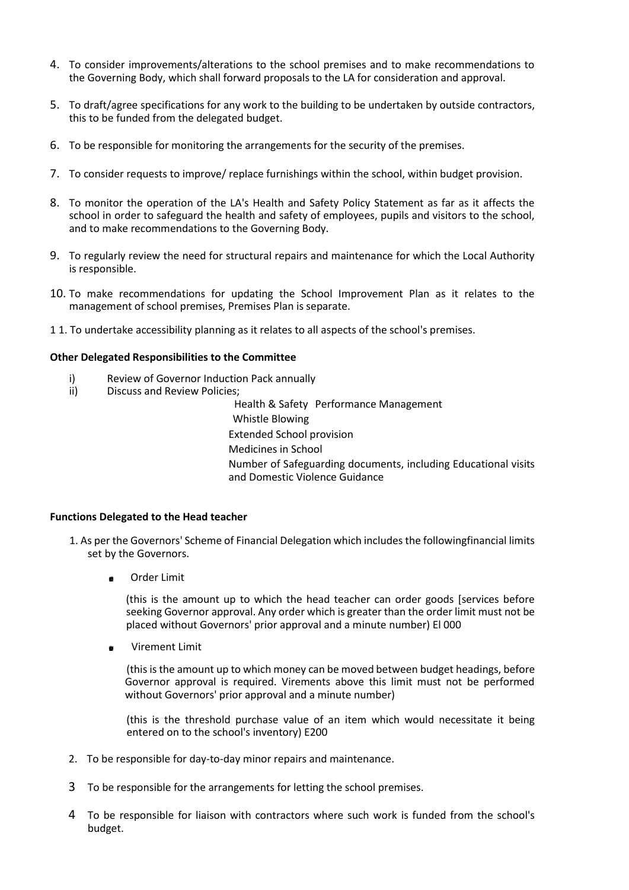4. To consider improvements/alterations to the school premises and to make recommendations to the Governing Body, which shall forward proposals to the LA for consideration and approval.

5. To draft/agree specifications for any work to the building to be undertaken by outside contractors, this to be funded from the delegated budget.

6. To be responsible for monitoring the arrangements for the security of the premises.

7. To consider requests to improve/ replace furnishings within the school, within budget provision.

8. To monitor the operation of the LA's Health and Safety Policy Statement as far as it affects the school in order to safeguard the health and safety of employees, pupils and visitors to the school, and to make recommendations to the Governing Body.

9. To regularly review the need for structural repairs and maintenance for which the Local Authority is responsible.

10. To make recommendations for updating the School Improvement Plan as it relates to the management of school premises, Premises Plan is separate.

1 1. To undertake accessibility planning as it relates to all aspects of the school's premises.

**Other Delegated Responsibilities to the Committee**

i) Review of Governor Induction Pack annually

ii) Discuss and Review Policies;

  Health & Safety Performance Management

  Whistle Blowing

  Extended School provision

  Medicines in School

  Number of Safeguarding documents, including Educational visits and Domestic Violence Guidance

**Functions Delegated to the Head teacher**

1. As per the Governors' Scheme of Financial Delegation which includes the followingfinancial limits set by the Governors.

   - Order Limit

     (this is the amount up to which the head teacher can order goods [services before seeking Governor approval. Any order which is greater than the order limit must not be placed without Governors' prior approval and a minute number) El 000

   - Virement Limit

     (this is the amount up to which money can be moved between budget headings, before Governor approval is required. Virements above this limit must not be performed without Governors' prior approval and a minute number)

     (this is the threshold purchase value of an item which would necessitate it being entered on to the school's inventory) E200

2. To be responsible for day-to-day minor repairs and maintenance.

3 To be responsible for the arrangements for letting the school premises.

4 To be responsible for liaison with contractors where such work is funded from the school's budget.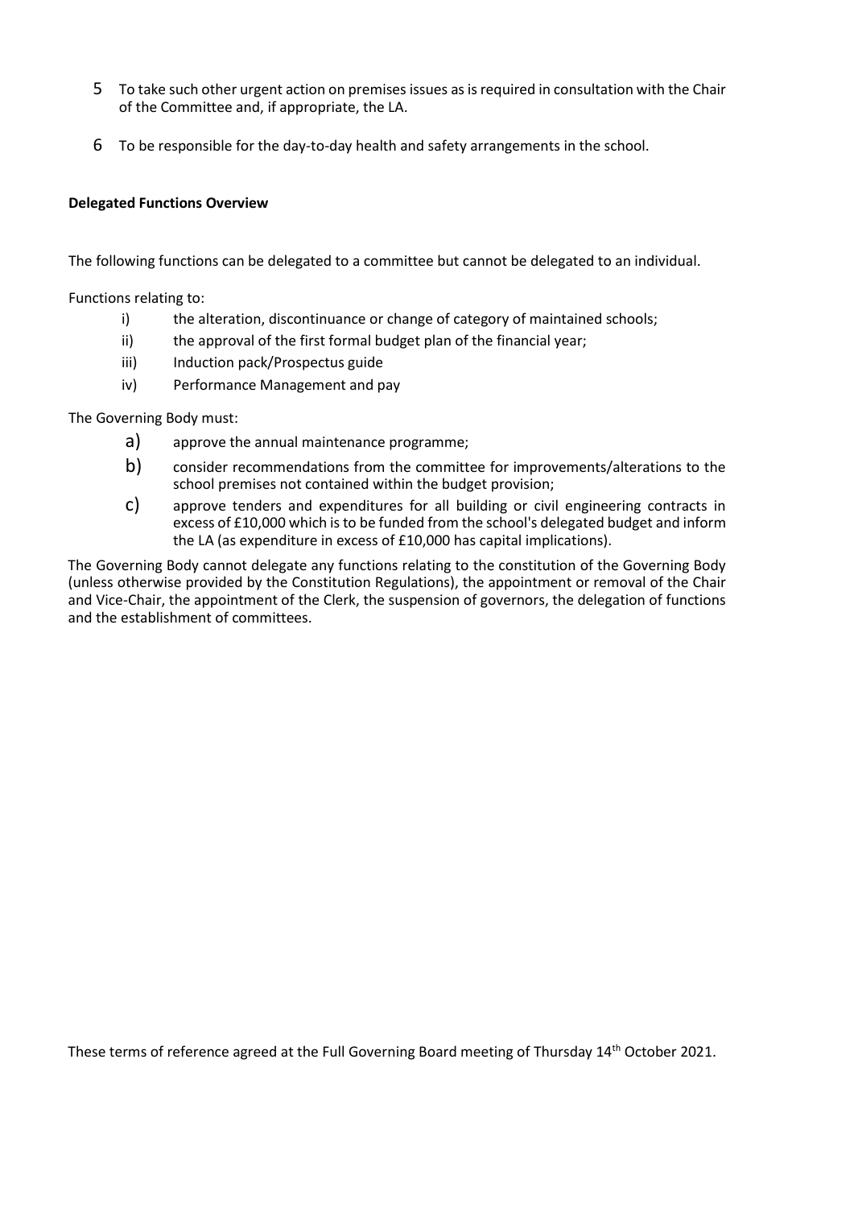5. To take such other urgent action on premises issues as is required in consultation with the Chair of the Committee and, if appropriate, the LA.

6. To be responsible for the day-to-day health and safety arrangements in the school.

**Delegated Functions Overview**

The following functions can be delegated to a committee but cannot be delegated to an individual.

Functions relating to:

- i) the alteration, discontinuance or change of category of maintained schools;
- ii) the approval of the first formal budget plan of the financial year;
- iii) Induction pack/Prospectus guide
- iv) Performance Management and pay

The Governing Body must:

- a) approve the annual maintenance programme;
- b) consider recommendations from the committee for improvements/alterations to the school premises not contained within the budget provision;
- c) approve tenders and expenditures for all building or civil engineering contracts in excess of £10,000 which is to be funded from the school's delegated budget and inform the LA (as expenditure in excess of £10,000 has capital implications).

The Governing Body cannot delegate any functions relating to the constitution of the Governing Body (unless otherwise provided by the Constitution Regulations), the appointment or removal of the Chair and Vice-Chair, the appointment of the Clerk, the suspension of governors, the delegation of functions and the establishment of committees.

These terms of reference agreed at the Full Governing Board meeting of Thursday 14th October 2021.